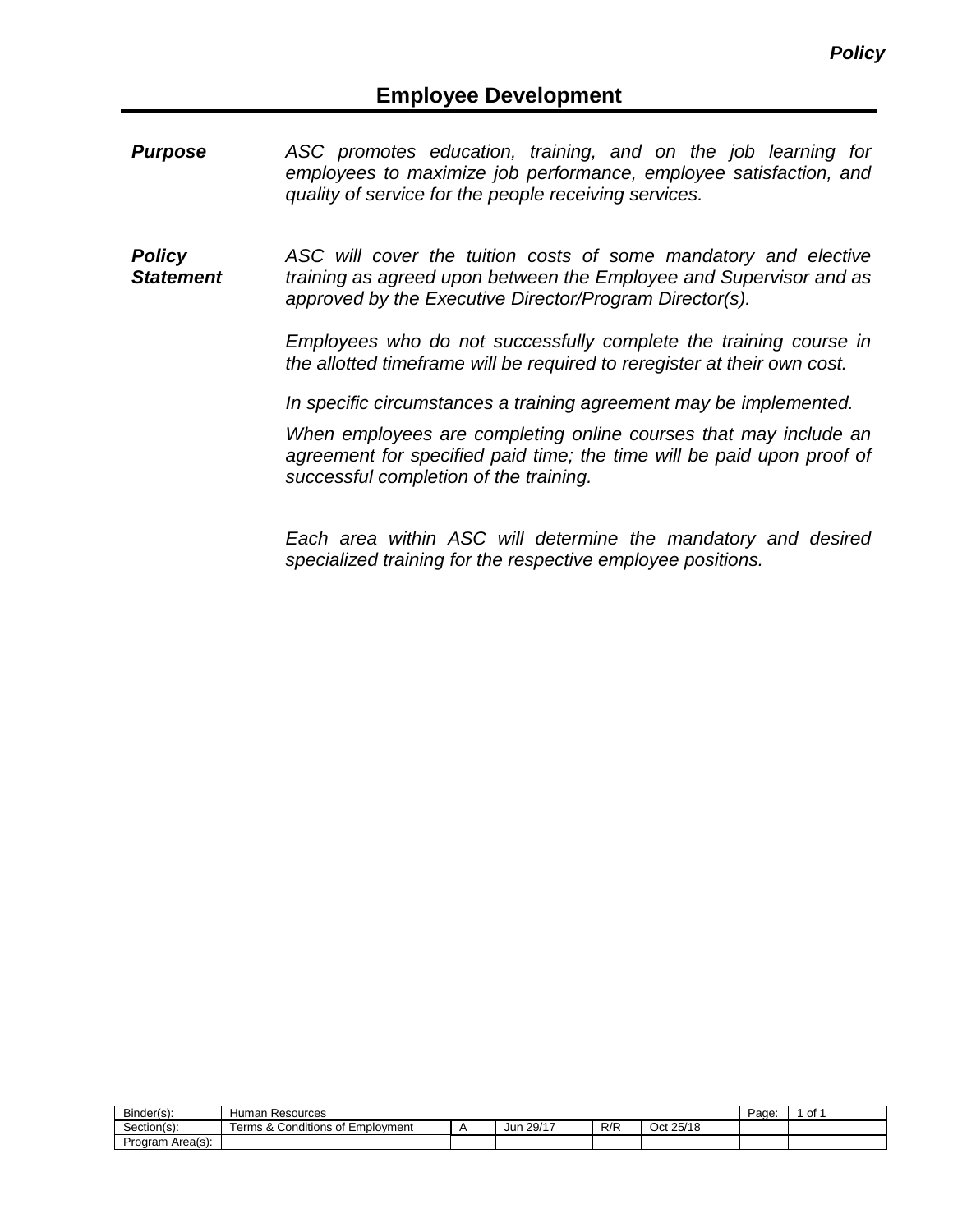*Policy*

# Employee Development

***Purpose***

*ASC promotes education, training, and on the job learning for employees to maximize job performance, employee satisfaction, and quality of service for the people receiving services.*

***Policy Statement***

*ASC will cover the tuition costs of some mandatory and elective training as agreed upon between the Employee and Supervisor and as approved by the Executive Director/Program Director(s).*

*Employees who do not successfully complete the training course in the allotted timeframe will be required to reregister at their own cost.*

*In specific circumstances a training agreement may be implemented.*

*When employees are completing online courses that may include an agreement for specified paid time; the time will be paid upon proof of successful completion of the training.*

*Each area within ASC will determine the mandatory and desired specialized training for the respective employee positions.*

| Binder(s): | Human Resources | | | | | Page: | 1 of 1 |
|---|---|---|---|---|---|---|---|
| Section(s): | Terms & Conditions of Employment | A | Jun 29/17 | R/R | Oct 25/18 | | |
| Program Area(s): | | | | | | | |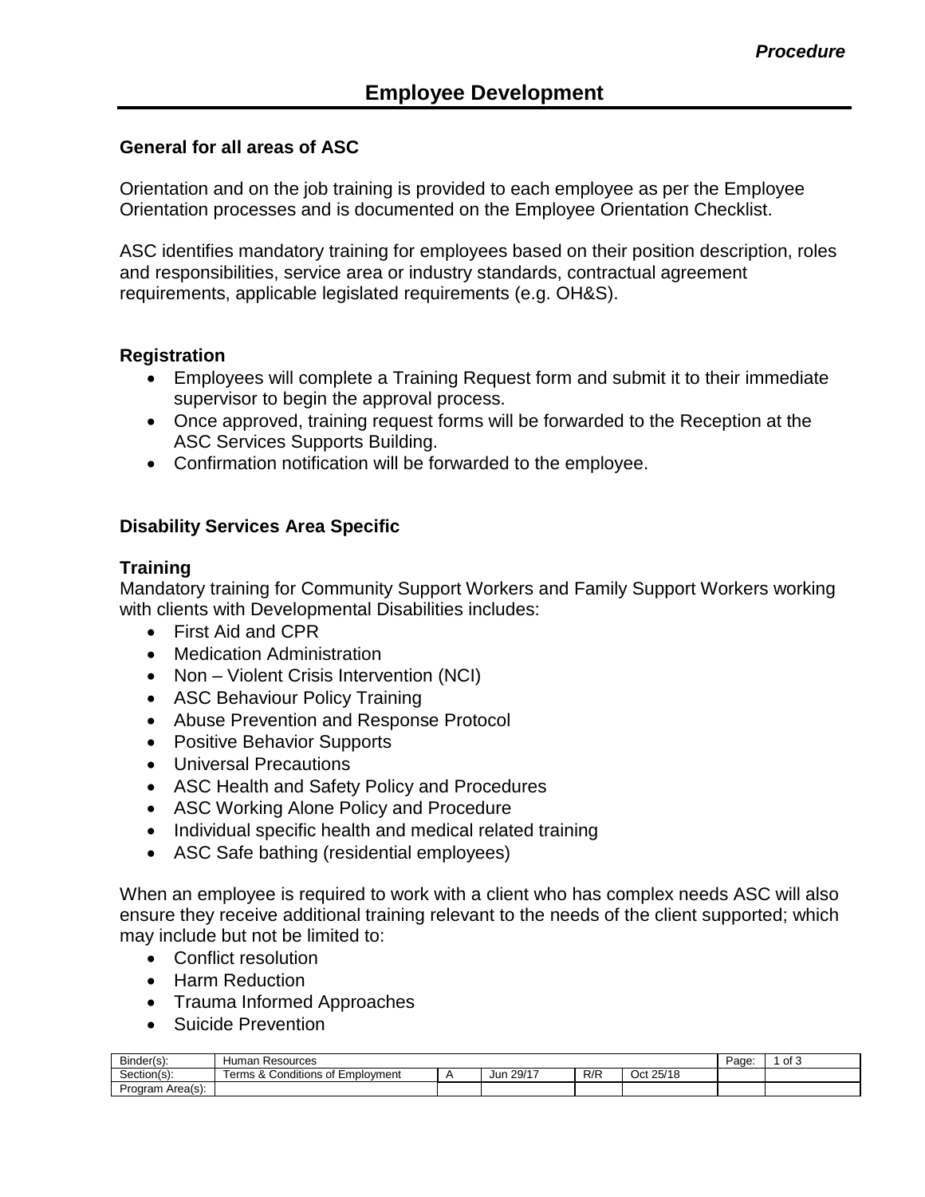*Procedure*

# Employee Development

**General for all areas of ASC**

Orientation and on the job training is provided to each employee as per the Employee Orientation processes and is documented on the Employee Orientation Checklist.

ASC identifies mandatory training for employees based on their position description, roles and responsibilities, service area or industry standards, contractual agreement requirements, applicable legislated requirements (e.g. OH&S).

**Registration**

- Employees will complete a Training Request form and submit it to their immediate supervisor to begin the approval process.
- Once approved, training request forms will be forwarded to the Reception at the ASC Services Supports Building.
- Confirmation notification will be forwarded to the employee.

**Disability Services Area Specific**

**Training**

Mandatory training for Community Support Workers and Family Support Workers working with clients with Developmental Disabilities includes:

- First Aid and CPR
- Medication Administration
- Non – Violent Crisis Intervention (NCI)
- ASC Behaviour Policy Training
- Abuse Prevention and Response Protocol
- Positive Behavior Supports
- Universal Precautions
- ASC Health and Safety Policy and Procedures
- ASC Working Alone Policy and Procedure
- Individual specific health and medical related training
- ASC Safe bathing (residential employees)

When an employee is required to work with a client who has complex needs ASC will also ensure they receive additional training relevant to the needs of the client supported; which may include but not be limited to:

- Conflict resolution
- Harm Reduction
- Trauma Informed Approaches
- Suicide Prevention

| Binder(s): | Human Resources | | | | | Page: | 1 of 3 |
|---|---|---|---|---|---|---|---|
| Section(s): | Terms & Conditions of Employment | A | Jun 29/17 | R/R | Oct 25/18 | | |
| Program Area(s): | | | | | | | |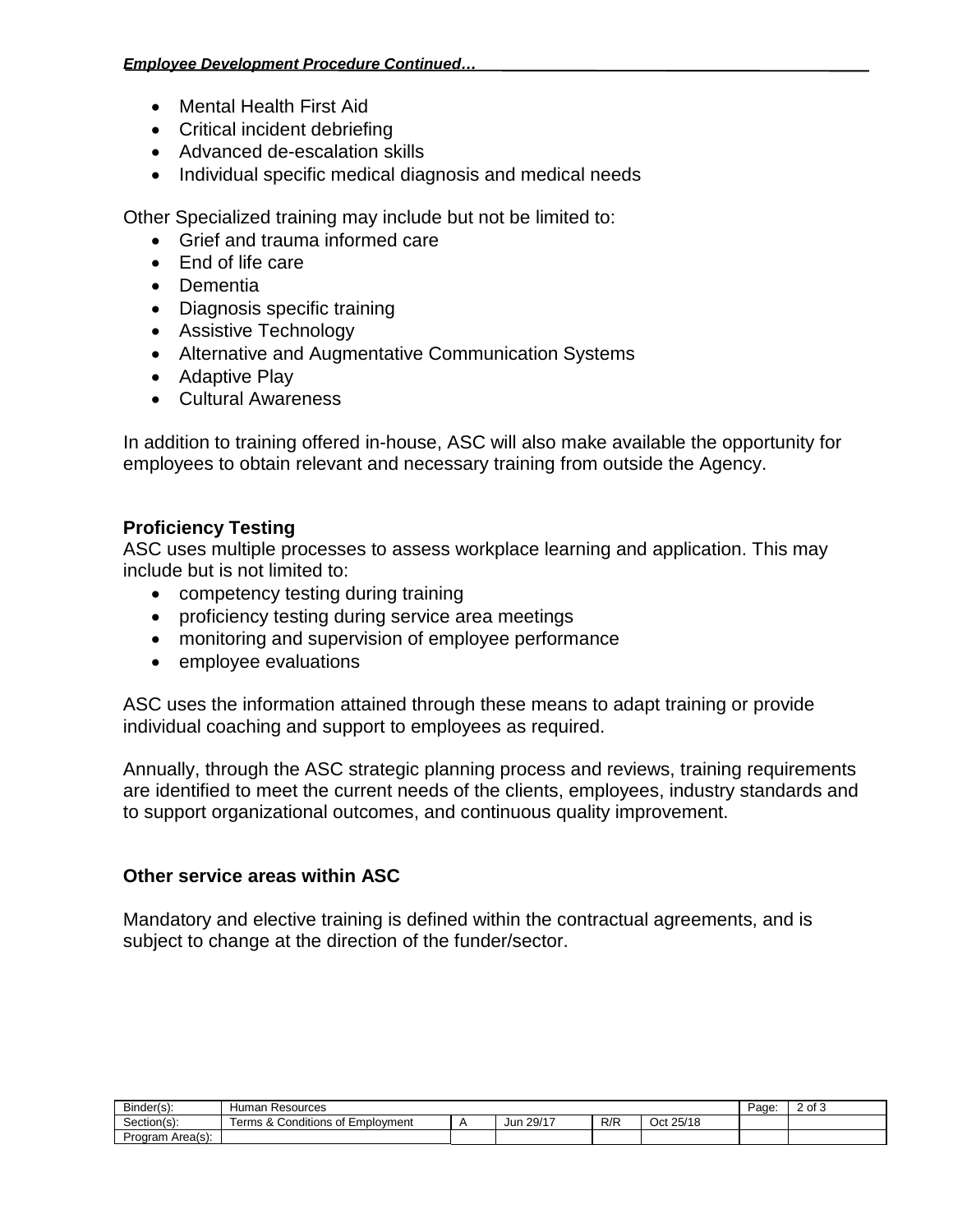- Mental Health First Aid
- Critical incident debriefing
- Advanced de-escalation skills
- Individual specific medical diagnosis and medical needs

Other Specialized training may include but not be limited to:

- Grief and trauma informed care
- End of life care
- Dementia
- Diagnosis specific training
- Assistive Technology
- Alternative and Augmentative Communication Systems
- Adaptive Play
- Cultural Awareness

In addition to training offered in-house, ASC will also make available the opportunity for employees to obtain relevant and necessary training from outside the Agency.

**Proficiency Testing**

ASC uses multiple processes to assess workplace learning and application. This may include but is not limited to:

- competency testing during training
- proficiency testing during service area meetings
- monitoring and supervision of employee performance
- employee evaluations

ASC uses the information attained through these means to adapt training or provide individual coaching and support to employees as required.

Annually, through the ASC strategic planning process and reviews, training requirements are identified to meet the current needs of the clients, employees, industry standards and to support organizational outcomes, and continuous quality improvement.

**Other service areas within ASC**

Mandatory and elective training is defined within the contractual agreements, and is subject to change at the direction of the funder/sector.

| Binder(s): | Human Resources | | | | | Page: | 2 of 3 |
|---|---|---|---|---|---|---|---|
| Section(s): | Terms & Conditions of Employment | A | Jun 29/17 | R/R | Oct 25/18 | | |
| Program Area(s): | | | | | | | |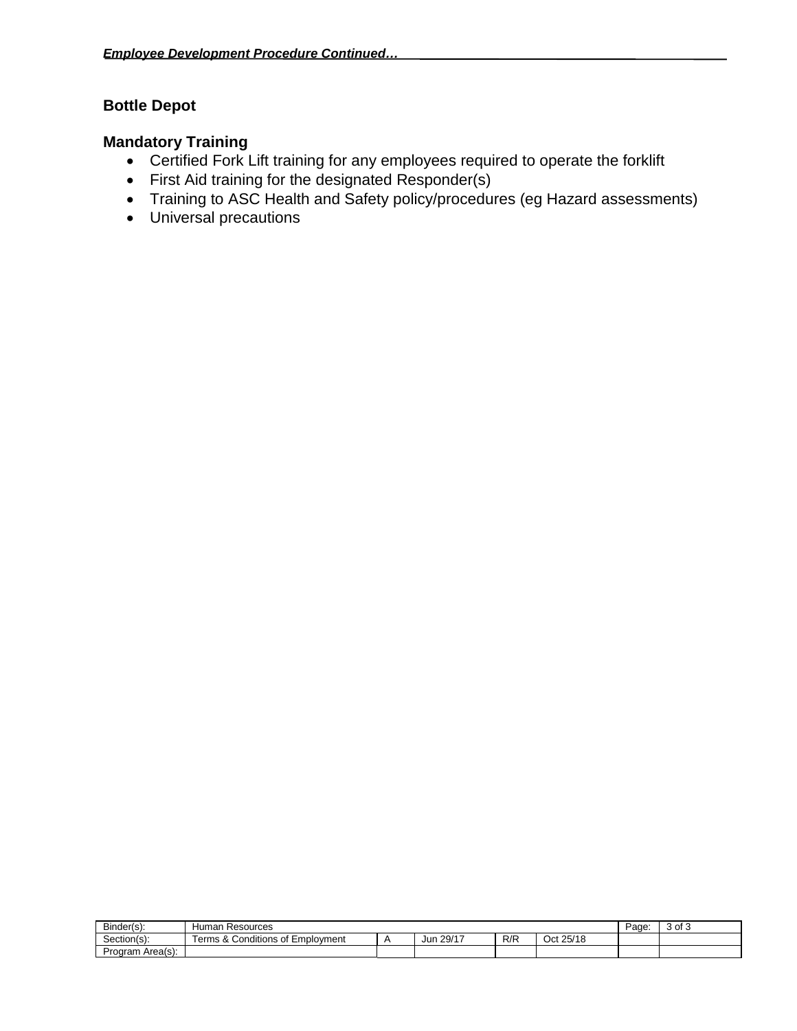## Bottle Depot

### Mandatory Training

- Certified Fork Lift training for any employees required to operate the forklift
- First Aid training for the designated Responder(s)
- Training to ASC Health and Safety policy/procedures (eg Hazard assessments)
- Universal precautions